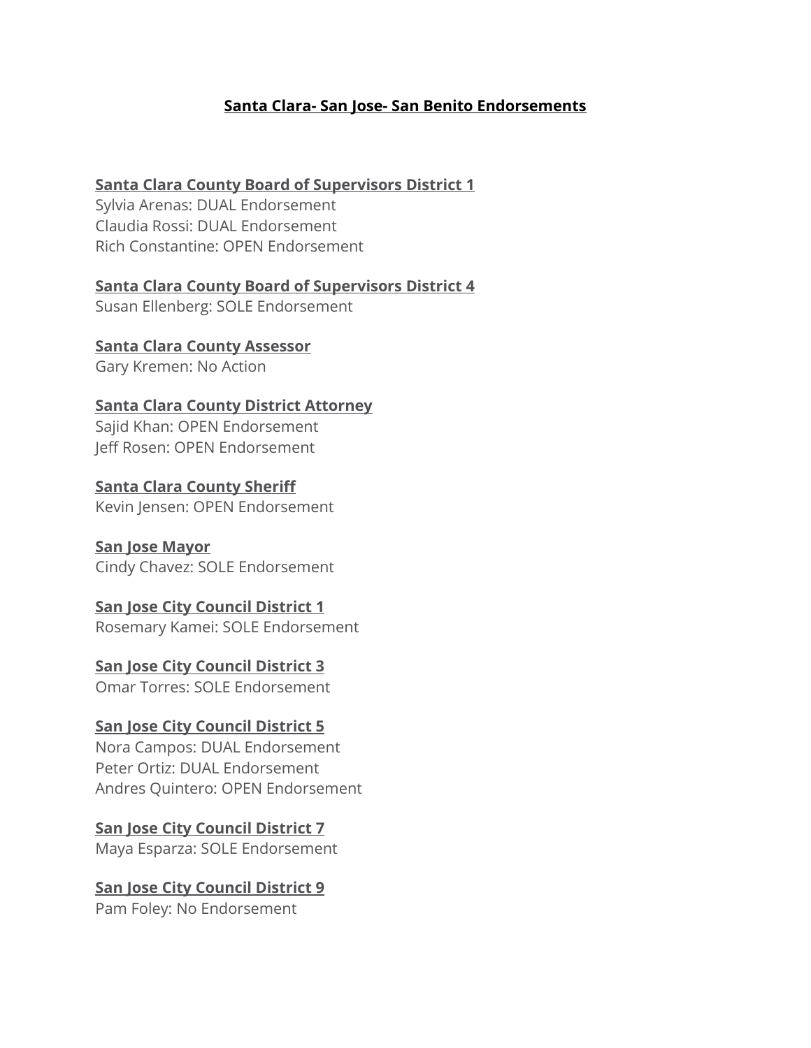# Santa Clara- San Jose- San Benito Endorsements

**Santa Clara County Board of Supervisors District 1**
Sylvia Arenas: DUAL Endorsement
Claudia Rossi: DUAL Endorsement
Rich Constantine: OPEN Endorsement

**Santa Clara County Board of Supervisors District 4**
Susan Ellenberg: SOLE Endorsement

**Santa Clara County Assessor**
Gary Kremen: No Action

**Santa Clara County District Attorney**
Sajid Khan: OPEN Endorsement
Jeff Rosen: OPEN Endorsement

**Santa Clara County Sheriff**
Kevin Jensen: OPEN Endorsement

**San Jose Mayor**
Cindy Chavez: SOLE Endorsement

**San Jose City Council District 1**
Rosemary Kamei: SOLE Endorsement

**San Jose City Council District 3**
Omar Torres: SOLE Endorsement

**San Jose City Council District 5**
Nora Campos: DUAL Endorsement
Peter Ortiz: DUAL Endorsement
Andres Quintero: OPEN Endorsement

**San Jose City Council District 7**
Maya Esparza: SOLE Endorsement

**San Jose City Council District 9**
Pam Foley: No Endorsement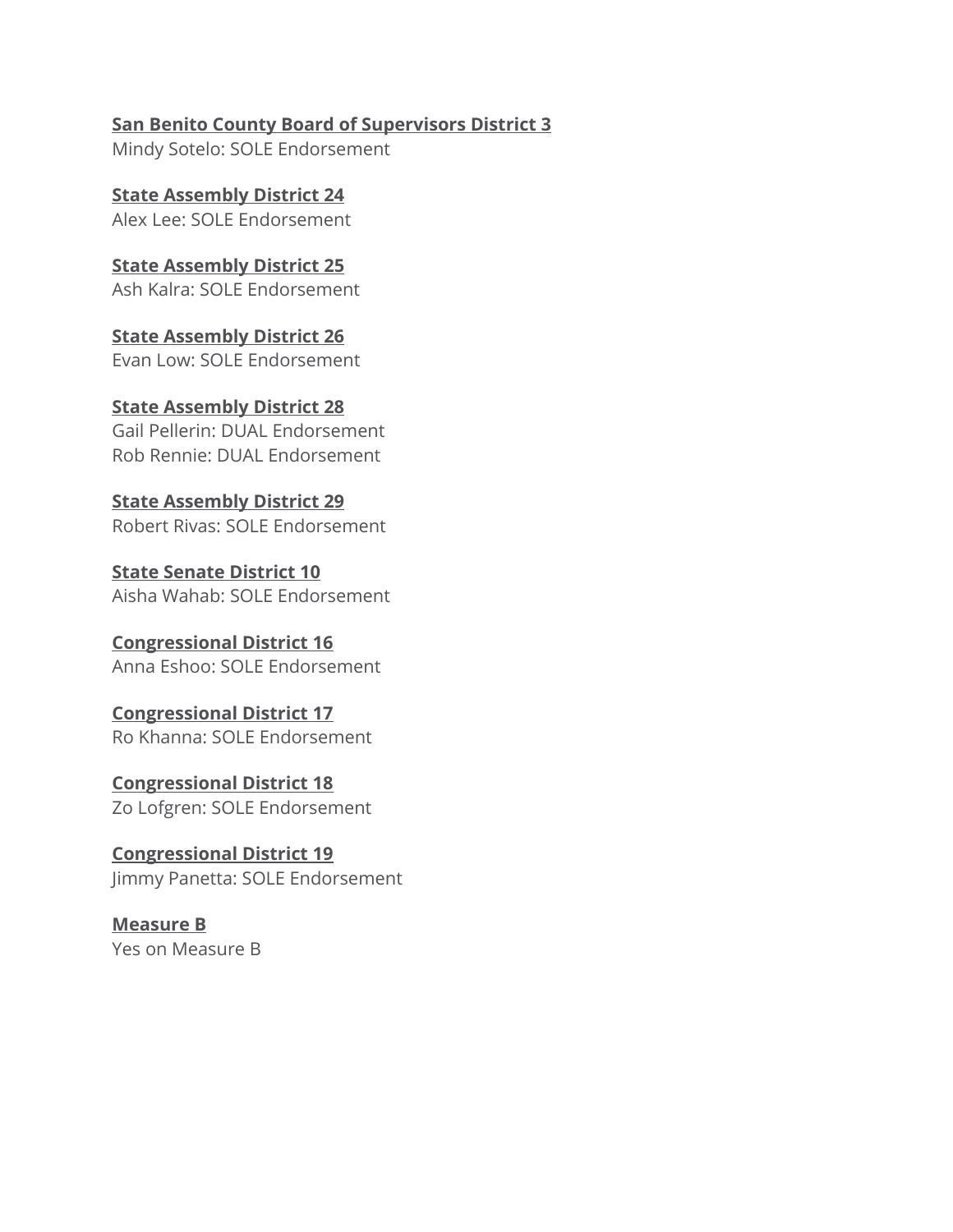**San Benito County Board of Supervisors District 3**
Mindy Sotelo: SOLE Endorsement

**State Assembly District 24**
Alex Lee: SOLE Endorsement

**State Assembly District 25**
Ash Kalra: SOLE Endorsement

**State Assembly District 26**
Evan Low: SOLE Endorsement

**State Assembly District 28**
Gail Pellerin: DUAL Endorsement
Rob Rennie: DUAL Endorsement

**State Assembly District 29**
Robert Rivas: SOLE Endorsement

**State Senate District 10**
Aisha Wahab: SOLE Endorsement

**Congressional District 16**
Anna Eshoo: SOLE Endorsement

**Congressional District 17**
Ro Khanna: SOLE Endorsement

**Congressional District 18**
Zo Lofgren: SOLE Endorsement

**Congressional District 19**
Jimmy Panetta: SOLE Endorsement

**Measure B**
Yes on Measure B